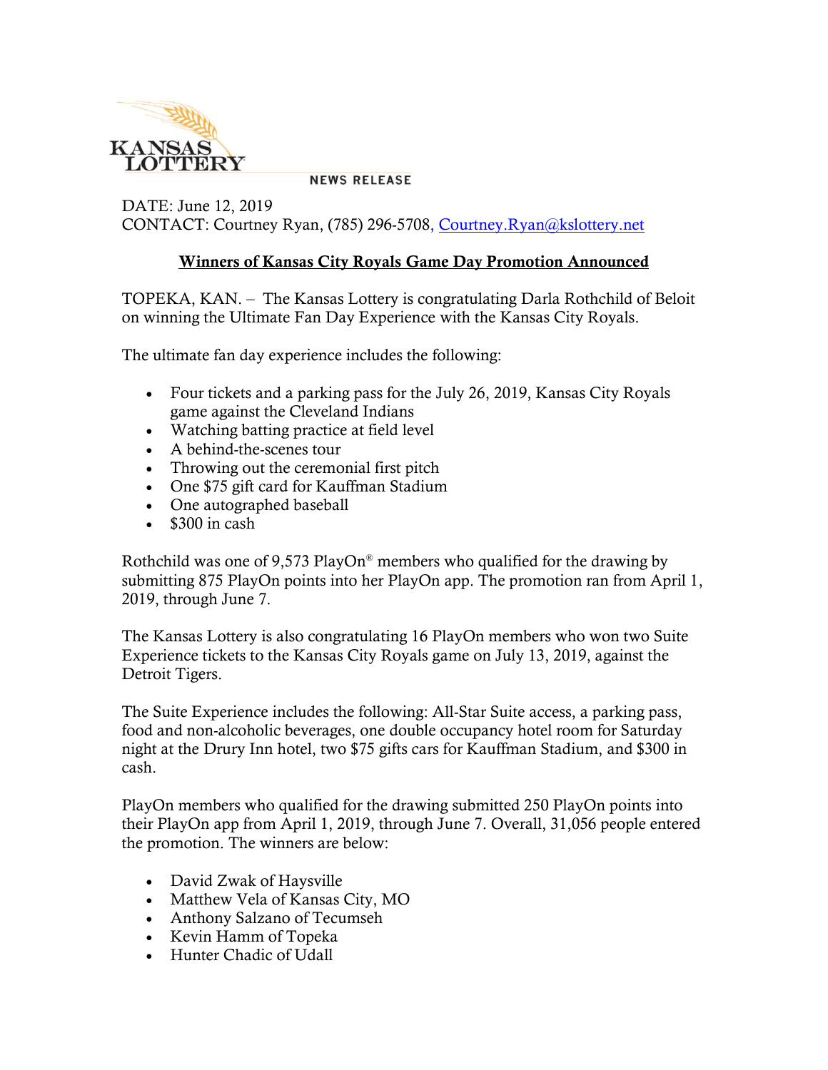KANSAS LOTTERY

NEWS RELEASE

DATE: June 12, 2019
CONTACT: Courtney Ryan, (785) 296-5708, Courtney.Ryan@kslottery.net

## Winners of Kansas City Royals Game Day Promotion Announced

TOPEKA, KAN. – The Kansas Lottery is congratulating Darla Rothchild of Beloit on winning the Ultimate Fan Day Experience with the Kansas City Royals.

The ultimate fan day experience includes the following:

- Four tickets and a parking pass for the July 26, 2019, Kansas City Royals game against the Cleveland Indians
- Watching batting practice at field level
- A behind-the-scenes tour
- Throwing out the ceremonial first pitch
- One $75 gift card for Kauffman Stadium
- One autographed baseball
- $300 in cash

Rothchild was one of 9,573 PlayOn® members who qualified for the drawing by submitting 875 PlayOn points into her PlayOn app. The promotion ran from April 1, 2019, through June 7.

The Kansas Lottery is also congratulating 16 PlayOn members who won two Suite Experience tickets to the Kansas City Royals game on July 13, 2019, against the Detroit Tigers.

The Suite Experience includes the following: All-Star Suite access, a parking pass, food and non-alcoholic beverages, one double occupancy hotel room for Saturday night at the Drury Inn hotel, two $75 gifts cars for Kauffman Stadium, and $300 in cash.

PlayOn members who qualified for the drawing submitted 250 PlayOn points into their PlayOn app from April 1, 2019, through June 7. Overall, 31,056 people entered the promotion. The winners are below:

- David Zwak of Haysville
- Matthew Vela of Kansas City, MO
- Anthony Salzano of Tecumseh
- Kevin Hamm of Topeka
- Hunter Chadic of Udall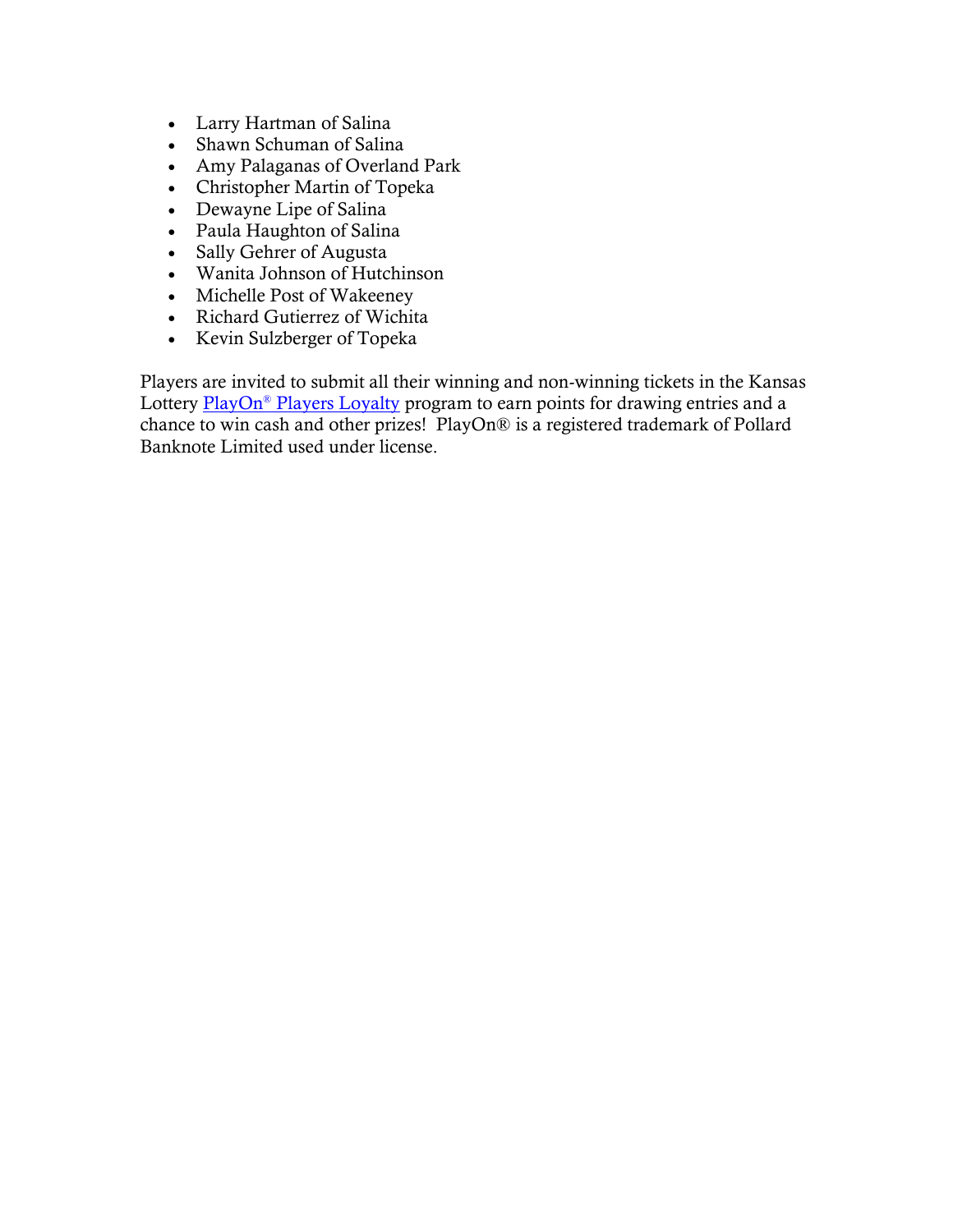- Larry Hartman of Salina
- Shawn Schuman of Salina
- Amy Palaganas of Overland Park
- Christopher Martin of Topeka
- Dewayne Lipe of Salina
- Paula Haughton of Salina
- Sally Gehrer of Augusta
- Wanita Johnson of Hutchinson
- Michelle Post of Wakeeney
- Richard Gutierrez of Wichita
- Kevin Sulzberger of Topeka

Players are invited to submit all their winning and non-winning tickets in the Kansas Lottery PlayOn® Players Loyalty program to earn points for drawing entries and a chance to win cash and other prizes! PlayOn® is a registered trademark of Pollard Banknote Limited used under license.